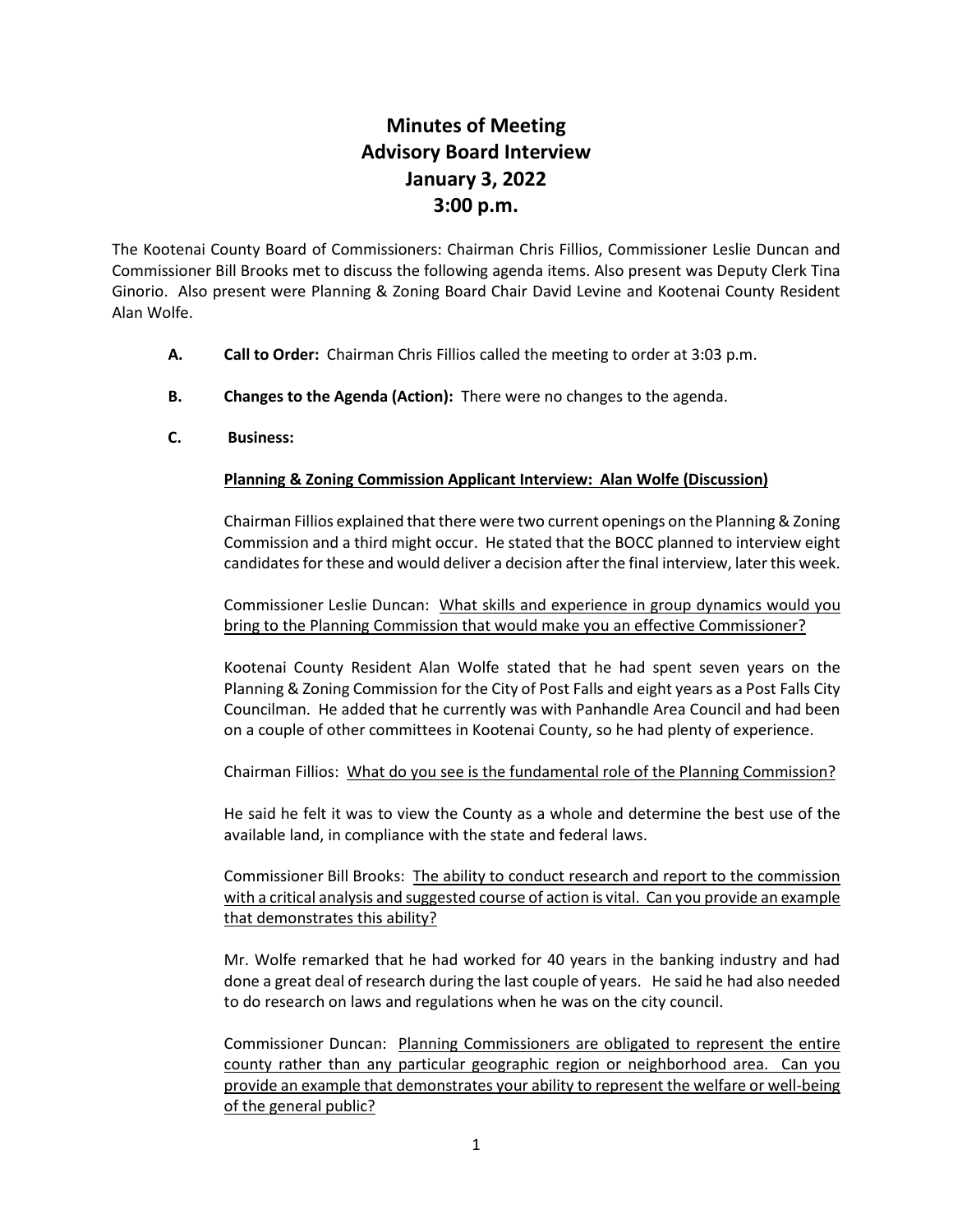# Minutes of Meeting
# Advisory Board Interview
# January 3, 2022
# 3:00 p.m.

The Kootenai County Board of Commissioners: Chairman Chris Fillios, Commissioner Leslie Duncan and Commissioner Bill Brooks met to discuss the following agenda items. Also present was Deputy Clerk Tina Ginorio. Also present were Planning & Zoning Board Chair David Levine and Kootenai County Resident Alan Wolfe.

**A. Call to Order:** Chairman Chris Fillios called the meeting to order at 3:03 p.m.

**B. Changes to the Agenda (Action):** There were no changes to the agenda.

**C. Business:**

<u>**Planning & Zoning Commission Applicant Interview: Alan Wolfe (Discussion)**</u>

Chairman Fillios explained that there were two current openings on the Planning & Zoning Commission and a third might occur. He stated that the BOCC planned to interview eight candidates for these and would deliver a decision after the final interview, later this week.

Commissioner Leslie Duncan: <u>What skills and experience in group dynamics would you bring to the Planning Commission that would make you an effective Commissioner?</u>

Kootenai County Resident Alan Wolfe stated that he had spent seven years on the Planning & Zoning Commission for the City of Post Falls and eight years as a Post Falls City Councilman. He added that he currently was with Panhandle Area Council and had been on a couple of other committees in Kootenai County, so he had plenty of experience.

Chairman Fillios: <u>What do you see is the fundamental role of the Planning Commission?</u>

He said he felt it was to view the County as a whole and determine the best use of the available land, in compliance with the state and federal laws.

Commissioner Bill Brooks: <u>The ability to conduct research and report to the commission with a critical analysis and suggested course of action is vital. Can you provide an example that demonstrates this ability?</u>

Mr. Wolfe remarked that he had worked for 40 years in the banking industry and had done a great deal of research during the last couple of years. He said he had also needed to do research on laws and regulations when he was on the city council.

Commissioner Duncan: <u>Planning Commissioners are obligated to represent the entire county rather than any particular geographic region or neighborhood area. Can you provide an example that demonstrates your ability to represent the welfare or well-being of the general public?</u>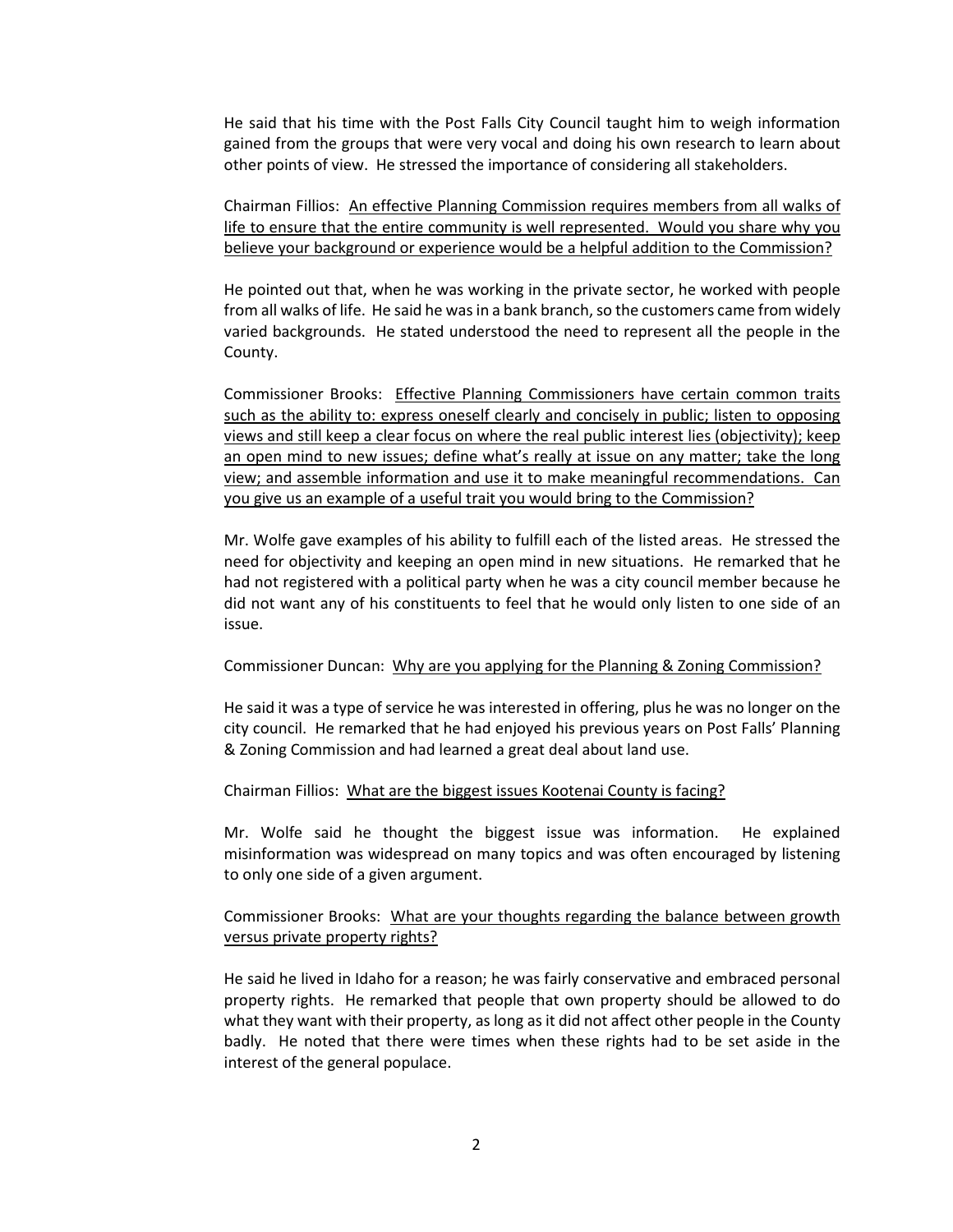He said that his time with the Post Falls City Council taught him to weigh information gained from the groups that were very vocal and doing his own research to learn about other points of view. He stressed the importance of considering all stakeholders.

Chairman Fillios: <u>An effective Planning Commission requires members from all walks of life to ensure that the entire community is well represented. Would you share why you believe your background or experience would be a helpful addition to the Commission?</u>

He pointed out that, when he was working in the private sector, he worked with people from all walks of life. He said he was in a bank branch, so the customers came from widely varied backgrounds. He stated understood the need to represent all the people in the County.

Commissioner Brooks: <u>Effective Planning Commissioners have certain common traits such as the ability to: express oneself clearly and concisely in public; listen to opposing views and still keep a clear focus on where the real public interest lies (objectivity); keep an open mind to new issues; define what's really at issue on any matter; take the long view; and assemble information and use it to make meaningful recommendations. Can you give us an example of a useful trait you would bring to the Commission?</u>

Mr. Wolfe gave examples of his ability to fulfill each of the listed areas. He stressed the need for objectivity and keeping an open mind in new situations. He remarked that he had not registered with a political party when he was a city council member because he did not want any of his constituents to feel that he would only listen to one side of an issue.

Commissioner Duncan: <u>Why are you applying for the Planning & Zoning Commission?</u>

He said it was a type of service he was interested in offering, plus he was no longer on the city council. He remarked that he had enjoyed his previous years on Post Falls' Planning & Zoning Commission and had learned a great deal about land use.

Chairman Fillios: <u>What are the biggest issues Kootenai County is facing?</u>

Mr. Wolfe said he thought the biggest issue was information. He explained misinformation was widespread on many topics and was often encouraged by listening to only one side of a given argument.

Commissioner Brooks: <u>What are your thoughts regarding the balance between growth versus private property rights?</u>

He said he lived in Idaho for a reason; he was fairly conservative and embraced personal property rights. He remarked that people that own property should be allowed to do what they want with their property, as long as it did not affect other people in the County badly. He noted that there were times when these rights had to be set aside in the interest of the general populace.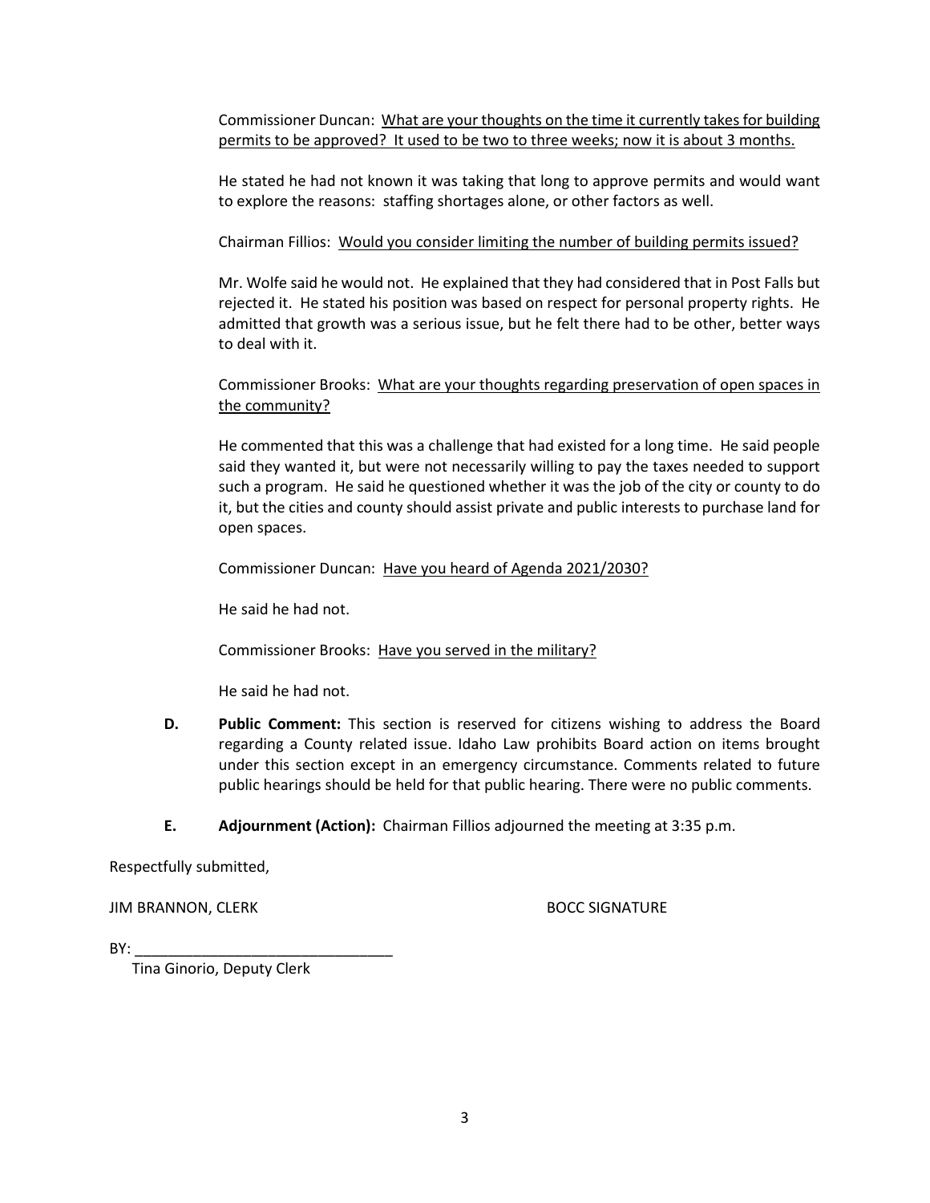Commissioner Duncan: <u>What are your thoughts on the time it currently takes for building permits to be approved? It used to be two to three weeks; now it is about 3 months.</u>

He stated he had not known it was taking that long to approve permits and would want to explore the reasons: staffing shortages alone, or other factors as well.

Chairman Fillios: <u>Would you consider limiting the number of building permits issued?</u>

Mr. Wolfe said he would not. He explained that they had considered that in Post Falls but rejected it. He stated his position was based on respect for personal property rights. He admitted that growth was a serious issue, but he felt there had to be other, better ways to deal with it.

Commissioner Brooks: <u>What are your thoughts regarding preservation of open spaces in the community?</u>

He commented that this was a challenge that had existed for a long time. He said people said they wanted it, but were not necessarily willing to pay the taxes needed to support such a program. He said he questioned whether it was the job of the city or county to do it, but the cities and county should assist private and public interests to purchase land for open spaces.

Commissioner Duncan: <u>Have you heard of Agenda 2021/2030?</u>

He said he had not.

Commissioner Brooks: <u>Have you served in the military?</u>

He said he had not.

**D. Public Comment:** This section is reserved for citizens wishing to address the Board regarding a County related issue. Idaho Law prohibits Board action on items brought under this section except in an emergency circumstance. Comments related to future public hearings should be held for that public hearing. There were no public comments.

**E. Adjournment (Action):** Chairman Fillios adjourned the meeting at 3:35 p.m.

Respectfully submitted,

JIM BRANNON, CLERK

BOCC SIGNATURE

BY: \_\_\_\_\_\_\_\_\_\_\_\_\_\_\_\_\_\_\_\_\_\_\_\_\_\_\_\_\_\_\_\_

Tina Ginorio, Deputy Clerk